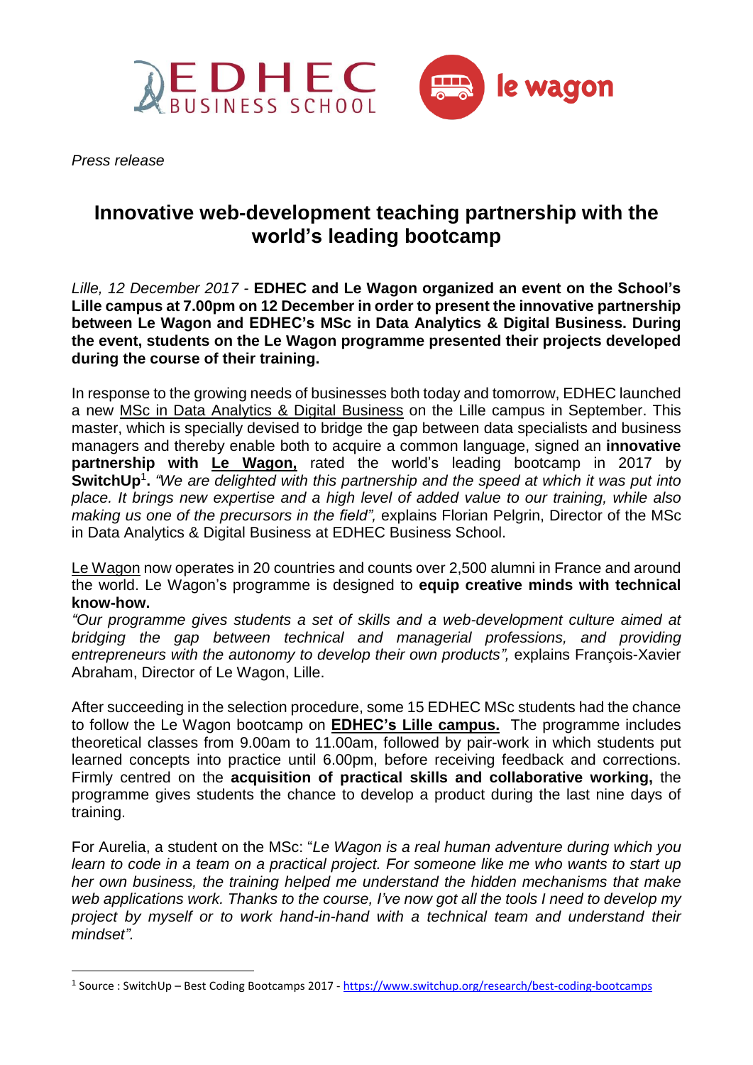*Press release*

# Innovative web-development teaching partnership with the world's leading bootcamp

*Lille, 12 December 2017* - **EDHEC and Le Wagon organized an event on the School's Lille campus at 7.00pm on 12 December in order to present the innovative partnership between Le Wagon and EDHEC's MSc in Data Analytics & Digital Business. During the event, students on the Le Wagon programme presented their projects developed during the course of their training.**

In response to the growing needs of businesses both today and tomorrow, EDHEC launched a new MSc in Data Analytics & Digital Business on the Lille campus in September. This master, which is specially devised to bridge the gap between data specialists and business managers and thereby enable both to acquire a common language, signed an **innovative partnership with Le Wagon,** rated the world's leading bootcamp in 2017 by **SwitchUp**[1]**.** *"We are delighted with this partnership and the speed at which it was put into place. It brings new expertise and a high level of added value to our training, while also making us one of the precursors in the field",* explains Florian Pelgrin, Director of the MSc in Data Analytics & Digital Business at EDHEC Business School.

Le Wagon now operates in 20 countries and counts over 2,500 alumni in France and around the world. Le Wagon's programme is designed to **equip creative minds with technical know-how.**

*"Our programme gives students a set of skills and a web-development culture aimed at bridging the gap between technical and managerial professions, and providing entrepreneurs with the autonomy to develop their own products",* explains François-Xavier Abraham, Director of Le Wagon, Lille.

After succeeding in the selection procedure, some 15 EDHEC MSc students had the chance to follow the Le Wagon bootcamp on **EDHEC's Lille campus.** The programme includes theoretical classes from 9.00am to 11.00am, followed by pair-work in which students put learned concepts into practice until 6.00pm, before receiving feedback and corrections. Firmly centred on the **acquisition of practical skills and collaborative working,** the programme gives students the chance to develop a product during the last nine days of training.

For Aurelia, a student on the MSc: "*Le Wagon is a real human adventure during which you learn to code in a team on a practical project. For someone like me who wants to start up her own business, the training helped me understand the hidden mechanisms that make web applications work. Thanks to the course, I've now got all the tools I need to develop my project by myself or to work hand-in-hand with a technical team and understand their mindset".*

---

[1] Source : SwitchUp – Best Coding Bootcamps 2017 - https://www.switchup.org/research/best-coding-bootcamps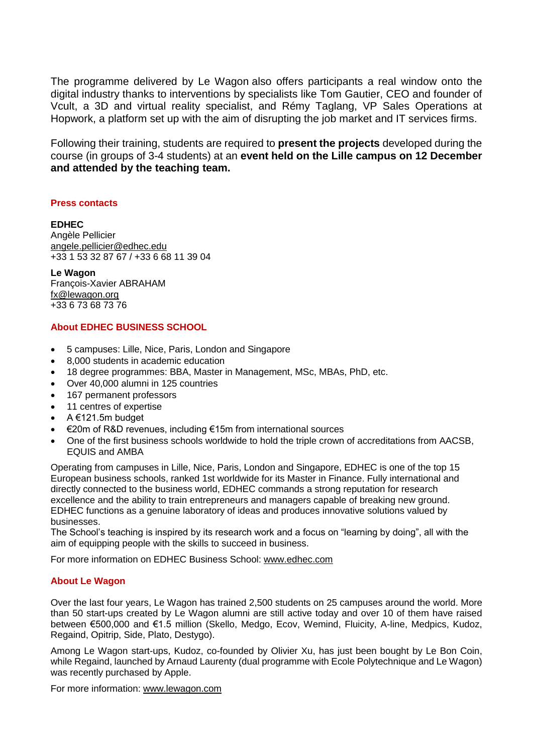The programme delivered by Le Wagon also offers participants a real window onto the digital industry thanks to interventions by specialists like Tom Gautier, CEO and founder of Vcult, a 3D and virtual reality specialist, and Rémy Taglang, VP Sales Operations at Hopwork, a platform set up with the aim of disrupting the job market and IT services firms.

Following their training, students are required to **present the projects** developed during the course (in groups of 3-4 students) at an **event held on the Lille campus on 12 December and attended by the teaching team.**

## Press contacts

**EDHEC**
Angèle Pellicier
angele.pellicier@edhec.edu
+33 1 53 32 87 67 / +33 6 68 11 39 04

**Le Wagon**
François-Xavier ABRAHAM
fx@lewagon.org
+33 6 73 68 73 76

## About EDHEC BUSINESS SCHOOL

- 5 campuses: Lille, Nice, Paris, London and Singapore
- 8,000 students in academic education
- 18 degree programmes: BBA, Master in Management, MSc, MBAs, PhD, etc.
- Over 40,000 alumni in 125 countries
- 167 permanent professors
- 11 centres of expertise
- A €121.5m budget
- €20m of R&D revenues, including €15m from international sources
- One of the first business schools worldwide to hold the triple crown of accreditations from AACSB, EQUIS and AMBA

Operating from campuses in Lille, Nice, Paris, London and Singapore, EDHEC is one of the top 15 European business schools, ranked 1st worldwide for its Master in Finance. Fully international and directly connected to the business world, EDHEC commands a strong reputation for research excellence and the ability to train entrepreneurs and managers capable of breaking new ground. EDHEC functions as a genuine laboratory of ideas and produces innovative solutions valued by businesses.
The School's teaching is inspired by its research work and a focus on "learning by doing", all with the aim of equipping people with the skills to succeed in business.

For more information on EDHEC Business School: www.edhec.com

## About Le Wagon

Over the last four years, Le Wagon has trained 2,500 students on 25 campuses around the world. More than 50 start-ups created by Le Wagon alumni are still active today and over 10 of them have raised between €500,000 and €1.5 million (Skello, Medgo, Ecov, Wemind, Fluicity, A-line, Medpics, Kudoz, Regaind, Opitrip, Side, Plato, Destygo).

Among Le Wagon start-ups, Kudoz, co-founded by Olivier Xu, has just been bought by Le Bon Coin, while Regaind, launched by Arnaud Laurenty (dual programme with Ecole Polytechnique and Le Wagon) was recently purchased by Apple.

For more information: www.lewagon.com